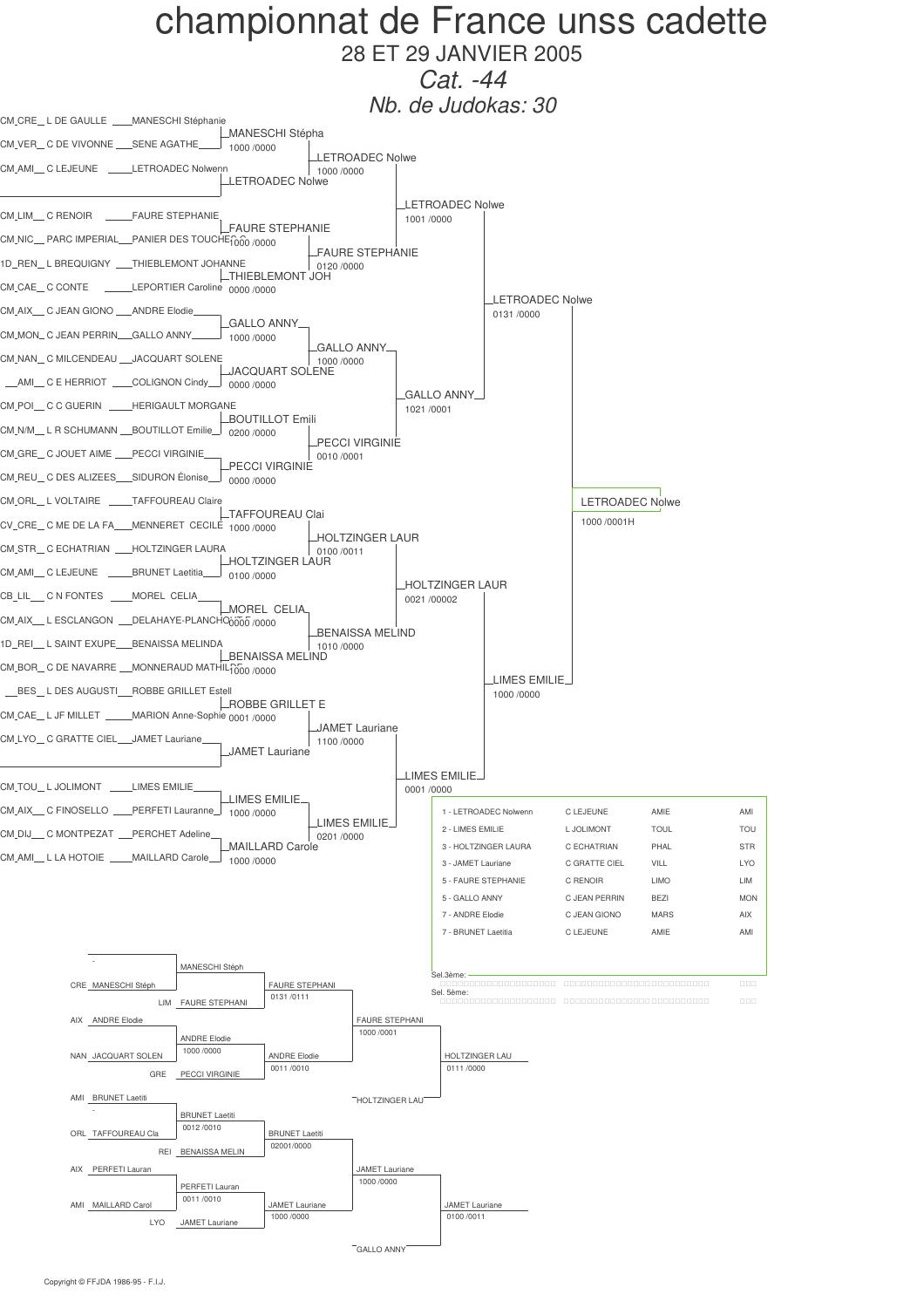# championnat de France unss cadette

28 ET 29 JANVIER 2005

*Cat. -44*

*Nb. de Judokas: 30*

## Tableau principal

### Premier tour

| Club | Établissement | Judoka |
|---|---|---|
| CM_CRE | L DE GAULLE | MANESCHI Stéphanie |
| CM_VER | C DE VIVONNE | SENE AGATHE |
| CM_AMI | C LEJEUNE | LETROADEC Nolwenn |
| CM_LIM | C RENOIR | FAURE STEPHANIE |
| CM_NIC | PARC IMPERIAL | PANIER DES TOUCHES |
| 1D_REN | L BREQUIGNY | THIEBLEMONT JOHANNE |
| CM_CAE | C CONTE | LEPORTIER Caroline |
| CM_AIX | C JEAN GIONO | ANDRE Elodie |
| CM_MON | C JEAN PERRIN | GALLO ANNY |
| CM_NAN | C MILCENDEAU | JACQUART SOLENE |
| AMI | C E HERRIOT | COLIGNON Cindy |
| CM_POI | C C GUERIN | HERIGAULT MORGANE |
| CM_N/M | L R SCHUMANN | BOUTILLOT Emilie |
| CM_GRE | C JOUET AIME | PECCI VIRGINIE |
| CM_REU | C DES ALIZEES | SIDURON Élonise |
| CM_ORL | L VOLTAIRE | TAFFOUREAU Claire |
| CV_CRE | C ME DE LA FA | MENNERET CECILE |
| CM_STR | C ECHATRIAN | HOLTZINGER LAURA |
| CM_AMI | C LEJEUNE | BRUNET Laetitia |
| CB_LIL | C N FONTES | MOREL CELIA |
| CM_AIX | L ESCLANGON | DELAHAYE-PLANCHO |
| 1D_REI | L SAINT EXUPE | BENAISSA MELINDA |
| CM_BOR | C DE NAVARRE | MONNERAUD MATHILDE |
| BES | L DES AUGUSTI | ROBBE GRILLET Estell |
| CM_CAE | L JF MILLET | MARION Anne-Sophie |
| CM_LYO | C GRATTE CIEL | JAMET Lauriane |
| CM_TOU | L JOLIMONT | LIMES EMILIE |
| CM_AIX | C FINOSELLO | PERFETI Lauranne |
| CM_DIJ | C MONTPEZAT | PERCHET Adeline |
| CM_AMI | L LA HOTOIE | MAILLARD Carole |

### Deuxième tour

- MANESCHI Stépha — 1000 /0000
- LETROADEC Nolwe
- FAURE STEPHANIE — 1000 /0000
- THIEBLEMONT JOH — 0000 /0000
- GALLO ANNY — 1000 /0000
- JACQUART SOLENE — 0000 /0000
- BOUTILLOT Emili — 0200 /0000
- PECCI VIRGINIE — 0000 /0000
- TAFFOUREAU Clai — 1000 /0000
- HOLTZINGER LAUR — 0100 /0000
- MOREL CELIA — 0000 /0000
- BENAISSA MELIND — 1000 /0000
- ROBBE GRILLET E — 0001 /0000
- JAMET Lauriane
- LIMES EMILIE — 1000 /0000
- MAILLARD Carole — 1000 /0000

### Huitièmes de finale

- LETROADEC Nolwe — 1000 /0000
- FAURE STEPHANIE — 0120 /0000
- GALLO ANNY — 1000 /0000
- PECCI VIRGINIE — 0010 /0001
- HOLTZINGER LAUR — 0100 /0011
- BENAISSA MELIND — 1010 /0000
- JAMET Lauriane — 1100 /0000
- LIMES EMILIE — 0201 /0000

### Quarts de finale

- LETROADEC Nolwe — 1001 /0000
- GALLO ANNY — 1021 /0001
- HOLTZINGER LAUR — 0021 /00002
- LIMES EMILIE — 0001 /0000

### Demi-finales

- LETROADEC Nolwe — 0131 /0000
- LIMES EMILIE — 1000 /0000

### Finale

- LETROADEC Nolwe — 1000 /0001H

## Classement

| Rang | Judoka | Établissement | Ville | Club |
|---|---|---|---|---|
| 1 | LETROADEC Nolwenn | C LEJEUNE | AMIE | AMI |
| 2 | LIMES EMILIE | L JOLIMONT | TOUL | TOU |
| 3 | HOLTZINGER LAURA | C ECHATRIAN | PHAL | STR |
| 3 | JAMET Lauriane | C GRATTE CIEL | VILL | LYO |
| 5 | FAURE STEPHANIE | C RENOIR | LIMO | LIM |
| 5 | GALLO ANNY | C JEAN PERRIN | BEZI | MON |
| 7 | ANDRE Elodie | C JEAN GIONO | MARS | AIX |
| 7 | BRUNET Laetitia | C LEJEUNE | AMIE | AMI |

Sel.3ème:

Sel. 5ème:

## Repêchages

### Partie haute

- CRE MANESCHI Stéph / LIM FAURE STEPHANI → MANESCHI Stéph
- AIX ANDRE Elodie / NAN JACQUART SOLEN → ANDRE Elodie — 1000 /0000
- GRE PECCI VIRGINIE
- MANESCHI Stéph / FAURE STEPHANI → FAURE STEPHANI — 0131 /0111
- ANDRE Elodie / PECCI VIRGINIE → ANDRE Elodie — 0011 /0010
- FAURE STEPHANI — 1000 /0001
- HOLTZINGER LAU — 0111 /0000
- HOLTZINGER LAU

### Partie basse

- AMI BRUNET Laetiti / ORL TAFFOUREAU Cla → BRUNET Laetiti — 0012 /0010
- REI BENAISSA MELIN
- BRUNET Laetiti — 02001/0000
- AIX PERFETI Lauran / AMI MAILLARD Carol → PERFETI Lauran — 0011 /0010
- LYO JAMET Lauriane
- JAMET Lauriane — 1000 /0000
- JAMET Lauriane — 1000 /0000
- JAMET Lauriane — 0100 /0011
- GALLO ANNY

Copyright © FFJDA 1986-95 - F.I.J.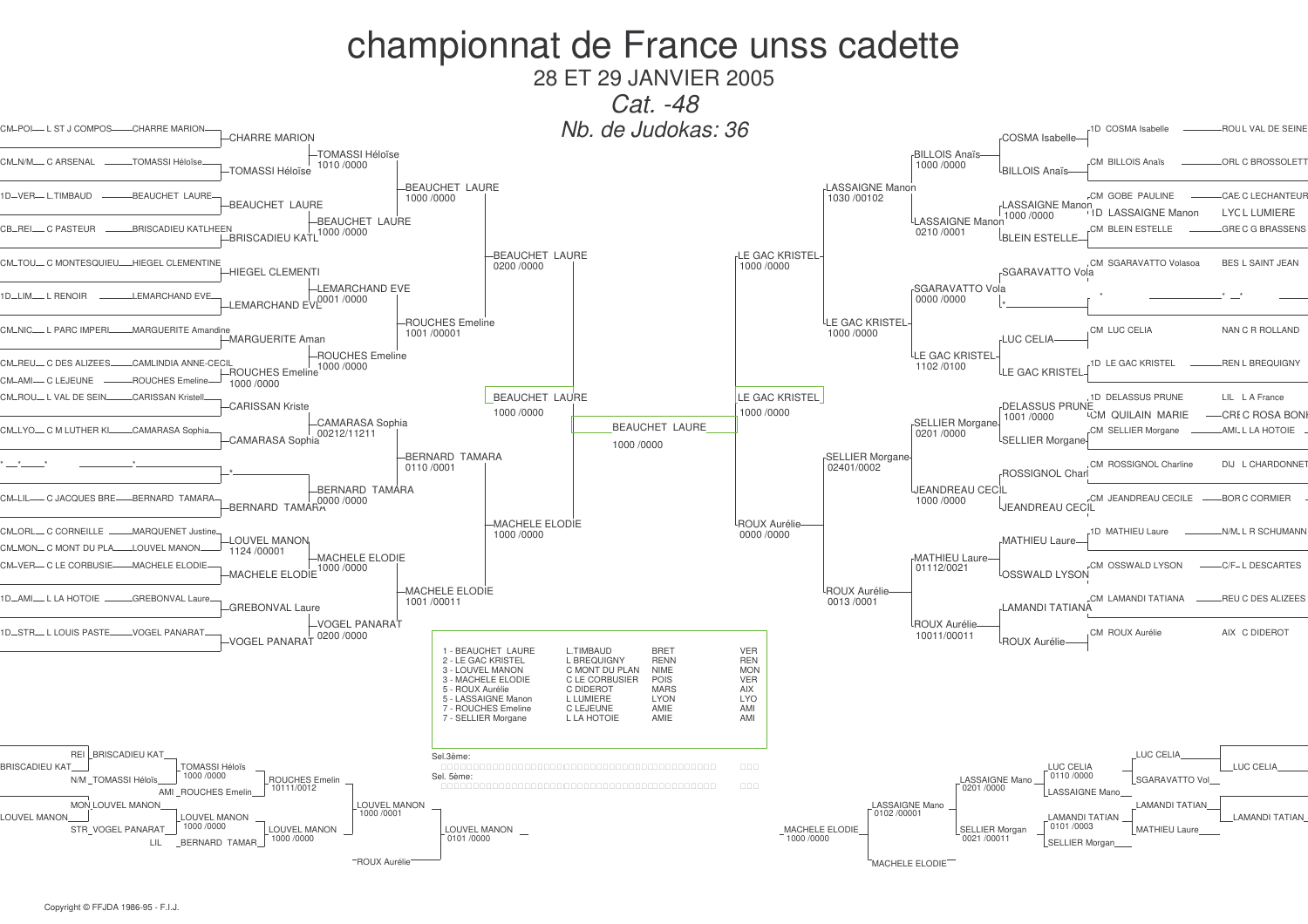# championnat de France unss cadette

28 ET 29 JANVIER 2005

*Cat. -48*

*Nb. de Judokas: 36*

## Tableau principal

### Partie gauche

| Entrant | Tour 1 | Tour 2 | Tour 3 | Demi-finale |
|---|---|---|---|---|
| CM_POI — L ST J COMPOS — CHARRE MARION | CHARRE MARION | TOMASSI Héloïse 1010 /0000 | BEAUCHET LAURE 1000 /0000 | BEAUCHET LAURE 0200 /0000 |
| CM_N/M — C ARSENAL — TOMASSI Héloïse | TOMASSI Héloïse | | | |
| 1D_VER — L TIMBAUD — BEAUCHET LAURE | BEAUCHET LAURE | BEAUCHET LAURE 1000 /0000 | | |
| CB_REI — C PASTEUR — BRISCADIEU KATLHEEN | BRISCADIEU KATL | | | |
| CM_TOU — C MONTESQUIEU — HIEGEL CLEMENTINE | HIEGEL CLEMENTI | LEMARCHAND EVE 0001 /0000 | ROUCHES Emeline 1001 /00001 | |
| 1D_LIM — L RENOIR — LEMARCHAND EVE | LEMARCHAND EVE | | | |
| CM_NIC — L PARC IMPERI — MARGUERITE Amandine | MARGUERITE Aman | ROUCHES Emeline 1000 /0000 | | |
| CM_REU — C DES ALIZEES — CAMLINDIA ANNE-CECIL / CM_AMI — C LEJEUNE — ROUCHES Emeline | ROUCHES Emeline 1000 /0000 | | | |
| CM_ROU — L VAL DE SEIN — CARISSAN Kristell | CARISSAN Kriste | CAMARASA Sophia 00212/11211 | BERNARD TAMARA 0110 /0001 | MACHELE ELODIE 1000 /0000 |
| CM_LYO — C M LUTHER KI — CAMARASA Sophia | CAMARASA Sophia | | | |
| * — * — * | * | BERNARD TAMARA 0000 /0000 | | |
| CM_LIL — C JACQUES BRE — BERNARD TAMARA | BERNARD TAMARA | | | |
| CM_ORL — C CORNEILLE — MARQUENET Justine / CM_MON — C MONT DU PLA — LOUVEL MANON | LOUVEL MANON 1124 /00001 | MACHELE ELODIE 1000 /0000 | MACHELE ELODIE 1001 /00011 | |
| CM_VER — C LE CORBUSIE — MACHELE ELODIE | MACHELE ELODIE | | | |
| 1D_AMI — L LA HOTOIE — GREBONVAL Laure | GREBONVAL Laure | VOGEL PANARAT 0200 /0000 | | |
| 1D_STR — L LOUIS PASTE — VOGEL PANARAT | VOGEL PANARAT | | | |

Finaliste gauche : BEAUCHET LAURE 1000 /0000

### Partie droite

| Entrant | Tour 1 | Tour 2 | Tour 3 | Demi-finale |
|---|---|---|---|---|
| 1D COSMA Isabelle — ROU L VAL DE SEINE | COSMA Isabelle | BILLOIS Anaïs 1000 /0000 | LASSAIGNE Manon 1030 /00102 | LE GAC KRISTEL 1000 /0000 |
| CM BILLOIS Anaïs — ORL C BROSSOLETT | BILLOIS Anaïs | | | |
| CM GOBE PAULINE — CAE C LECHANTEUR / 1D LASSAIGNE Manon — LYO L LUMIERE | LASSAIGNE Manon 1000 /0000 | LASSAIGNE Manon 0210 /0001 | | |
| CM BLEIN ESTELLE — GRE C G BRASSENS | BLEIN ESTELLE | | | |
| CM SGARAVATTO Volasoa — BES L SAINT JEAN | SGARAVATTO Vola | SGARAVATTO Vola 0000 /0000 | LE GAC KRISTEL 1000 /0000 | |
| * — * — * | * | | | |
| CM LUC CELIA — NAN C R ROLLAND | LUC CELIA | LE GAC KRISTEL 1102 /0100 | | |
| 1D LE GAC KRISTEL — REN L BREQUIGNY | LE GAC KRISTEL | | | |
| 1D DELASSUS PRUNE — LIL L A France / CM QUILAIN MARIE — CRE C ROSA BONI | DELASSUS PRUNE 1001 /0000 | SELLIER Morgane 0201 /0000 | SELLIER Morgane 02401/0002 | ROUX Aurélie 0000 /0000 |
| CM SELLIER Morgane — AMI L LA HOTOIE | SELLIER Morgane | | | |
| CM ROSSIGNOL Charline — DIJ L CHARDONNET | ROSSIGNOL Charl | JEANDREAU CECIL 1000 /0000 | | |
| CM JEANDREAU CECILE — BOR C CORMIER | JEANDREAU CECIL | | | |
| 1D MATHIEU Laure — N/M L R SCHUMANN | MATHIEU Laure | MATHIEU Laure 01112/0021 | ROUX Aurélie 0013 /0001 | |
| CM OSSWALD LYSON — C/F L DESCARTES | OSSWALD LYSON | | | |
| CM LAMANDI TATIANA — REU C DES ALIZEES | LAMANDI TATIANA | ROUX Aurélie 10011/00011 | | |
| CM ROUX Aurélie — AIX C DIDEROT | ROUX Aurélie | | | |

Finaliste droite : LE GAC KRISTEL 1000 /0000

### Finale

BEAUCHET LAURE 1000 /0000

## Classement

| Rang | Nom | Établissement | Ville | Code |
|---|---|---|---|---|
| 1 | BEAUCHET LAURE | L.TIMBAUD | BRET | VER |
| 2 | LE GAC KRISTEL | L BREQUIGNY | RENN | REN |
| 3 | LOUVEL MANON | C MONT DU PLAN | NIME | MON |
| 3 | MACHELE ELODIE | C LE CORBUSIER | POIS | VER |
| 5 | ROUX Aurélie | C DIDEROT | MARS | AIX |
| 5 | LASSAIGNE Manon | L LUMIERE | LYON | LYO |
| 7 | ROUCHES Emeline | C LEJEUNE | AMIE | AMI |
| 7 | SELLIER Morgane | L LA HOTOIE | AMIE | AMI |

Sel.3ème:

Sel. 5ème:

## Repêchages

### Gauche

- REI BRISCADIEU KAT / BRISCADIEU KAT — N/M TOMASSI Héloïs → TOMASSI Héloïs 1000 /0000
- AMI ROUCHES Emelin → ROUCHES Emelin 10111/0012
- MON LOUVEL MANON / LOUVEL MANON — STR VOGEL PANARAT → LOUVEL MANON 1000 /0000
- LIL BERNARD TAMAR → LOUVEL MANON 1000 /0000
- LOUVEL MANON 1000 /0001
- ROUX Aurélie → LOUVEL MANON 0101 /0000

### Droite

- LUC CELIA — SGARAVATTO Vol → LUC CELIA
- LUC CELIA 0110 /0000 — LASSAIGNE Mano → LASSAIGNE Mano 0201 /0000
- LAMANDI TATIAN — MATHIEU Laure → LAMANDI TATIAN
- LAMANDI TATIAN 0101 /0003 — SELLIER Morgan → SELLIER Morgan 0021 /00011
- LASSAIGNE Mano 0102 /00001
- MACHELE ELODIE → MACHELE ELODIE 1000 /0000

Copyright © FFJDA 1986-95 - F.I.J.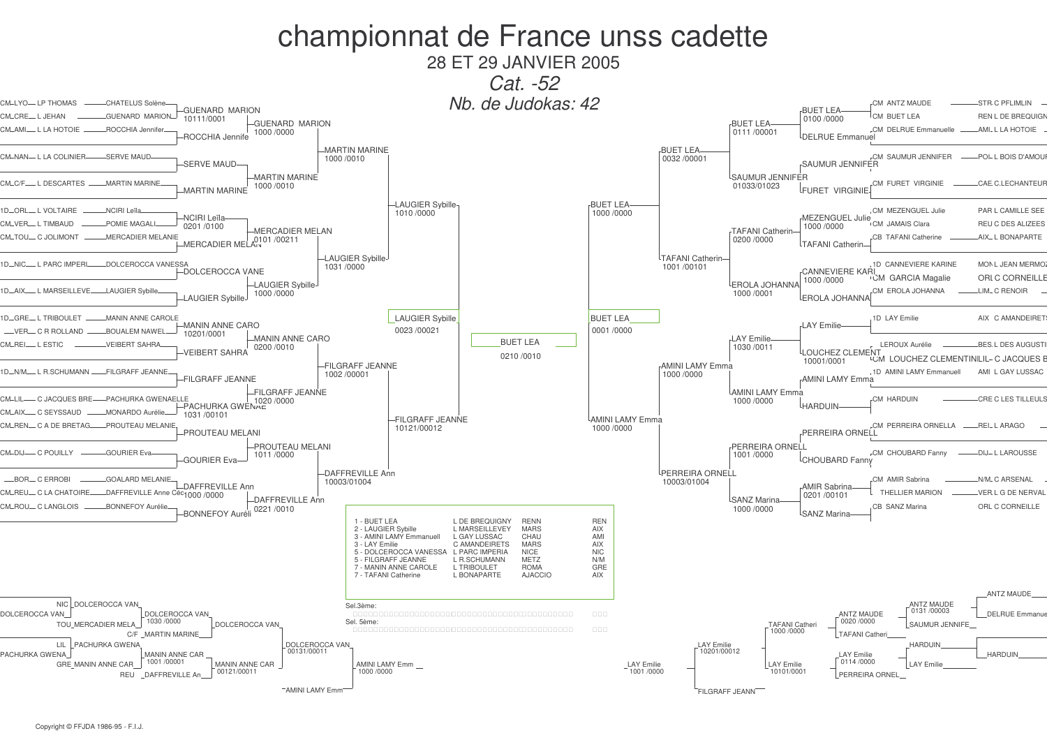# championnat de France unss cadette

28 ET 29 JANVIER 2005

*Cat. -52*

*Nb. de Judokas: 42*

## Tableau – partie gauche

| Ligue | Club | Judoka |
|---|---|---|
| CM_LYO | LP THOMAS | CHATELUS Solène |
| CM_CRE | L JEHAN | GUENARD MARION |
| CM_AMI | L LA HOTOIE | ROCCHIA Jennifer |
| CM_NAN | L LA COLINIER | SERVE MAUD |
| CM_C/F | L DESCARTES | MARTIN MARINE |
| 1D_ORL | L VOLTAIRE | NCIRI Leïla |
| CM_VER | L TIMBAUD | POMIE MAGALI |
| CM_TOU | C JOLIMONT | MERCADIER MELANIE |
| 1D_NIC | L PARC IMPERI | DOLCEROCCA VANESSA |
| 1D_AIX | L MARSEILLEVE | LAUGIER Sybille |
| 1D_GRE | L TRIBOULET | MANIN ANNE CAROLE |
| _VER | C R ROLLAND | BOUALEM NAWEL |
| CM_REI | L ESTIC | VEIBERT SAHRA |
| 1D_N/M | L R.SCHUMANN | FILGRAFF JEANNE |
| CM_LIL | C JACQUES BRE | PACHURKA GWENAELLE |
| CM_AIX | C SEYSSAUD | MONARDO Aurélie |
| CM_REN | C A DE BRETAG | PROUTEAU MELANIE |
| CM_DIJ | C POUILLY | GOURIER Eva |
| _BOR | C ERROBI | GOALARD MELANIE |
| CM_REU | C LA CHATOIRE | DAFFREVILLE Anne Céc |
| CM_ROU | C LANGLOIS | BONNEFOY Aurélie |

Tour 1 :
- GUENARD MARION 10111/0001
- ROCCHIA Jennife
- SERVE MAUD
- MARTIN MARINE
- NCIRI Leïla 0201 /0100
- MERCADIER MELAN
- DOLCEROCCA VANE
- LAUGIER Sybille
- MANIN ANNE CARO 10201/0001
- VEIBERT SAHRA
- FILGRAFF JEANNE
- PACHURKA GWENAE 1031 /00101
- PROUTEAU MELANI
- GOURIER Eva
- DAFFREVILLE Ann 1000 /0000
- BONNEFOY Auréli

Tour 2 :
- GUENARD MARION 1000 /0000
- MARTIN MARINE 1000 /0010
- MERCADIER MELAN 0101 /00211
- LAUGIER Sybille 1000 /0000
- MANIN ANNE CARO 0200 /0010
- FILGRAFF JEANNE 1020 /0000
- PROUTEAU MELANI 1011 /0000
- DAFFREVILLE Ann 0221 /0010

Tour 3 :
- MARTIN MARINE 1000 /0010
- LAUGIER Sybille 1031 /0000
- FILGRAFF JEANNE 1002 /00001
- DAFFREVILLE Ann 10003/01004

Quart :
- LAUGIER Sybille 1010 /0000
- FILGRAFF JEANNE 10121/00012

Demi-finale : LAUGIER Sybille 0023 /00021

## Finale

BUET LEA 0210 /0010

## Tableau – partie droite

| Judoka | Ligue | Club |
|---|---|---|
| CM ANTZ MAUDE | STR | C PFLIMLIN |
| CM BUET LEA | REN | L DE BREQUIGN |
| CM DELRUE Emmanuelle | AMI | L LA HOTOIE |
| CM SAUMUR JENNIFER | POI | L BOIS D'AMOUR |
| CM FURET VIRGINIE | CAE | C.LECHANTEUR |
| CM MEZENGUEL Julie | PAR | L CAMILLE SEE |
| CM JAMAIS Clara | REU | C DES ALIZEES |
| CB TAFANI Catherine | AIX | L BONAPARTE |
| 1D CANNEVIERE KARINE | MON | L JEAN MERMOZ |
| CM GARCIA Magalie | ORL | C CORNEILLE |
| CM EROLA JOHANNA | LIM | C RENOIR |
| 1D LAY Emilie | AIX | C AMANDEIRETS |
| LEROUX Aurélie | BES | L DES AUGUSTI |
| CM LOUCHEZ CLEMENTINI | LIL | C JACQUES B |
| 1D AMINI LAMY Emmanuell | AMI | L GAY LUSSAC |
| CM HARDUIN | CRE | C LES TILLEULS |
| CM PERREIRA ORNELLA | REI | L ARAGO |
| CM CHOUBARD Fanny | DIJ | L LAROUSSE |
| CM AMIR Sabrina | N/M | C ARSENAL |
| THELLIER MARION | VER | L G DE NERVAL |
| CB SANZ Marina | ORL | C CORNEILLE |

Tour 1 :
- BUET LEA 0100 /0000
- DELRUE Emmanuel
- SAUMUR JENNIFER
- FURET VIRGINIE
- MEZENGUEL Julie 1000 /0000
- TAFANI Catherin
- CANNEVIERE KARI 1000 /0000
- EROLA JOHANNA
- LAY Emilie
- LOUCHEZ CLEMENT 10001/0001
- AMINI LAMY Emma
- HARDUIN
- PERREIRA ORNELL
- CHOUBARD Fanny
- AMIR Sabrina 0201 /00101
- SANZ Marina

Tour 2 :
- BUET LEA 0111 /00001
- SAUMUR JENNIFER 01033/01023
- TAFANI Catherin 0200 /0000
- EROLA JOHANNA 1000 /0001
- LAY Emilie 1030 /0011
- AMINI LAMY Emma 1000 /0000
- PERREIRA ORNELL 1001 /0000
- SANZ Marina 1000 /0000

Tour 3 :
- BUET LEA 0032 /00001
- TAFANI Catherin 1001 /00101
- AMINI LAMY Emma 1000 /0000
- PERREIRA ORNELL 10003/01004

Quart :
- BUET LEA 1000 /0000
- AMINI LAMY Emma 1000 /0000

Demi-finale : BUET LEA 0001 /0000

## Classement

| Place | Nom | Établissement | Ville | Ligue |
|---|---|---|---|---|
| 1 | BUET LEA | L DE BREQUIGNY | RENN | REN |
| 2 | LAUGIER Sybille | L MARSEILLEVEY | MARS | AIX |
| 3 | AMINI LAMY Emmanuell | L GAY LUSSAC | CHAU | AMI |
| 3 | LAY Emilie | C AMANDEIRETS | MARS | AIX |
| 5 | DOLCEROCCA VANESSA | L PARC IMPERIA | NICE | NIC |
| 5 | FILGRAFF JEANNE | L R.SCHUMANN | METZ | N/M |
| 7 | MANIN ANNE CAROLE | L TRIBOULET | ROMA | GRE |
| 7 | TAFANI Catherine | L BONAPARTE | AJACCIO | AIX |

Sel.3ème:

Sel. 5ème:

## Repêchages – gauche

- NIC DOLCEROCCA VAN / DOLCEROCCA VAN
- TOU MERCADIER MELA
- C/F MARTIN MARINE
- DOLCEROCCA VAN 1030 /0000
- DOLCEROCCA VAN
- LIL PACHURKA GWENA / PACHURKA GWENA
- GRE MANIN ANNE CAR
- REU DAFFREVILLE An
- MANIN ANNE CAR 1001 /00001
- MANIN ANNE CAR 00121/00011
- DOLCEROCCA VAN 00131/00011
- AMINI LAMY Emm 1000 /0000
- AMINI LAMY Emm

## Repêchages – droite

- ANTZ MAUDE
- DELRUE Emmanue
- ANTZ MAUDE 0131 /00003
- SAUMUR JENNIFE
- ANTZ MAUDE 0020 /0000
- TAFANI Catheri
- TAFANI Catheri 1000 /0000
- HARDUIN
- HARDUIN
- LAY Emilie
- LAY Emilie 0114 /0000
- PERREIRA ORNEL
- LAY Emilie 10101/0001
- LAY Emilie 10201/00012
- LAY Emilie 1001 /0000
- FILGRAFF JEANN

Copyright © FFJDA 1986-95 - F.I.J.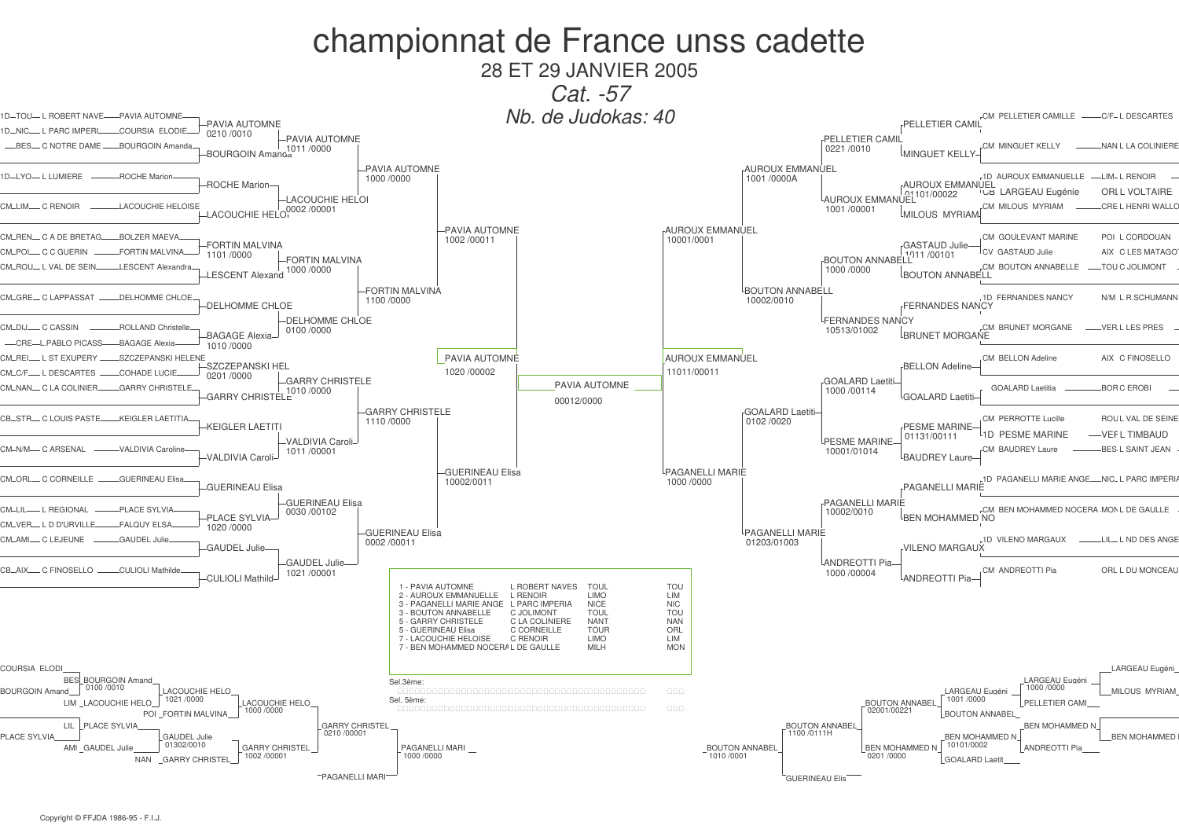# championnat de France unss cadette

28 ET 29 JANVIER 2005

*Cat. -57*

*Nb. de Judokas: 40*

## Tableau principal (gauche)

| Ligue | Club | Judoka | Tour 1 | Tour 2 | Tour 3 | Tour 4 |
|---|---|---|---|---|---|---|
| 1D TOU | L ROBERT NAVE | PAVIA AUTOMNE | PAVIA AUTOMNE 0210 /0010 | PAVIA AUTOMNE 1011 /0000 | PAVIA AUTOMNE 1000 /0000 | PAVIA AUTOMNE 1002 /00011 |
| 1D NIC | L PARC IMPERI | COURSIA ELODIE | | | | |
| BES | C NOTRE DAME | BOURGOIN Amanda | BOURGOIN Amanda | | | |
| 1D LYO | L LUMIERE | ROCHE Marion | ROCHE Marion | LACOUCHIE HELOI 0002 /00001 | | |
| CM LIM | C RENOIR | LACOUCHIE HELOISE | LACOUCHIE HELOI | | | |
| CM REN | C A DE BRETAG | BOLZER MAEVA | FORTIN MALVINA 1101 /0000 | FORTIN MALVINA 1000 /0000 | FORTIN MALVINA 1100 /0000 | |
| CM POI | C C GUERIN | FORTIN MALVINA | | | | |
| CM ROU | L VAL DE SEIN | LESCENT Alexandra | LESCENT Alexand | | | |
| CM GRE | C LAPPASSAT | DELHOMME CHLOE | DELHOMME CHLOE | DELHOMME CHLOE 0100 /0000 | | |
| CM DIJ | C CASSIN | ROLLAND Christelle | BAGAGE Alexia 1010 /0000 | | | |
| CRE | L PABLO PICASS | BAGAGE Alexia | | | | |
| CM REI | L ST EXUPERY | SZCZEPANSKI HELENE | SZCZEPANSKI HEL 0201 /0000 | GARRY CHRISTELE 1010 /0000 | GARRY CHRISTELE 1110 /0000 | GUERINEAU Elisa 10002/0011 |
| CM C/F | L DESCARTES | COHADE LUCIE | | | | |
| CM NAN | C LA COLINIER | GARRY CHRISTELE | GARRY CHRISTELE | | | |
| CB STR | C LOUIS PASTE | KEIGLER LAETITIA | KEIGLER LAETITIA | VALDIVIA Caroli 1011 /00001 | | |
| CM N/M | C ARSENAL | VALDIVIA Caroline | VALDIVIA Caroli | | | |
| CM ORL | C CORNEILLE | GUERINEAU Elisa | GUERINEAU Elisa | GUERINEAU Elisa 0030 /00102 | GUERINEAU Elisa 0002 /00011 | |
| CM LIL | L REGIONAL | PLACE SYLVIA | PLACE SYLVIA 1020 /0000 | | | |
| CM VER | L D D'URVILLE | FALQUY ELSA | | | | |
| CM AMI | C LEJEUNE | GAUDEL Julie | GAUDEL Julie | GAUDEL Julie 1021 /00001 | | |
| CB AIX | C FINOSELLO | CULIOLI Mathilde | CULIOLI Mathild | | | |

Demi-finale: PAVIA AUTOMNE 1020 /00002

## Finale

PAVIA AUTOMNE 00012/0000

## Tableau principal (droite)

| Ligue | Club | Judoka | Tour 1 | Tour 2 | Tour 3 | Tour 4 |
|---|---|---|---|---|---|---|
| C/F | L DESCARTES | CM PELLETIER CAMILLE | PELLETIER CAMIL | PELLETIER CAMIL 0221 /0010 | AUROUX EMMANUEL 1001 /0000A | AUROUX EMMANUEL 10001/0001 |
| NAN | L LA COLINIERE | CM MINGUET KELLY | MINGUET KELLY | | | |
| LIM | L RENOIR | 1D AUROUX EMMANUELLE | AUROUX EMMANUEL 01101/00022 | AUROUX EMMANUEL 1001 /00001 | | |
| ORL | L VOLTAIRE | CB LARGEAU Eugénie | | | | |
| CRE | L HENRI WALLO | CM MILOUS MYRIAM | MILOUS MYRIAM | | | |
| POI | L CORDOUAN | CM GOULEVANT MARINE | GASTAUD Julie 1011 /00101 | BOUTON ANNABELL 1000 /0000 | BOUTON ANNABELL 10002/0010 | |
| AIX | C LES MATAGO | CV GASTAUD Julie | | | | |
| TOU | C JOLIMONT | CM BOUTON ANNABELLE | BOUTON ANNABELL | | | |
| N/M | L R.SCHUMANN | 1D FERNANDES NANCY | FERNANDES NANCY | FERNANDES NANCY 10513/01002 | | |
| VER | L LES PRES | CM BRUNET MORGANE | BRUNET MORGANE | | | |
| AIX | C FINOSELLO | CM BELLON Adeline | BELLON Adeline | GOALARD Laetiti 1000 /00114 | GOALARD Laetiti 0102 /0020 | PAGANELLI MARIE 1000 /0000 |
| BOR | C EROBI | GOALARD Laetitia | GOALARD Laetiti | | | |
| ROU | L VAL DE SEINE | CM PERROTTE Lucille | PESME MARINE 01131/00111 | PESME MARINE 10001/01014 | | |
| VEF | L TIMBAUD | 1D PESME MARINE | | | | |
| BES | L SAINT JEAN | CM BAUDREY Laure | BAUDREY Laure | | | |
| NIC | L PARC IMPERIA | 1D PAGANELLI MARIE ANGE | PAGANELLI MARIE | PAGANELLI MARIE 10002/0010 | PAGANELLI MARIE 01203/01003 | |
| MON | L DE GAULLE | CM BEN MOHAMMED NOCERA | BEN MOHAMMED NO | | | |
| LIL | L ND DES ANGE | 1D VILENO MARGAUX | VILENO MARGAUX | ANDREOTTI Pia 1000 /00004 | | |
| ORL | L DU MONCEAU | CM ANDREOTTI Pia | ANDREOTTI Pia | | | |

Demi-finale: AUROUX EMMANUEL 11011/00011

## Classement

| Rang | Judoka | Club | Ville | Ligue |
|---|---|---|---|---|
| 1 | PAVIA AUTOMNE | L ROBERT NAVES | TOUL | TOU |
| 2 | AUROUX EMMANUELLE | L RENOIR | LIMO | LIM |
| 3 | PAGANELLI MARIE ANGE | L PARC IMPERIA | NICE | NIC |
| 3 | BOUTON ANNABELLE | C JOLIMONT | TOUL | TOU |
| 5 | GARRY CHRISTELE | C LA COLINIERE | NANT | NAN |
| 5 | GUERINEAU Elisa | C CORNEILLE | TOUR | ORL |
| 7 | LACOUCHIE HELOISE | C RENOIR | LIMO | LIM |
| 7 | BEN MOHAMMED NOCERA | L DE GAULLE | MILH | MON |

Sel.3ème:

Sel. 5ème:

## Repêchages (gauche)

- COURSIA ELODI
- BOURGOIN Amand / BES BOURGOIN Amand 0100 /0010
- LIM LACOUCHIE HELO → LACOUCHIE HELO 1021 /0000
- POI FORTIN MALVINA → LACOUCHIE HELO 1000 /0000
- LIL PLACE SYLVIA / PLACE SYLVIA
- AMI GAUDEL Julie → GAUDEL Julie 01302/0010
- NAN GARRY CHRISTEL → GARRY CHRISTEL 1002 /00001
- GARRY CHRISTEL 0210 /00001
- PAGANELLI MARI 1000 /0000
- PAGANELLI MARI

## Repêchages (droite)

- LARGEAU Eugéni
- LARGEAU Eugéni 1000 /0000 / MILOUS MYRIAM
- LARGEAU Eugéni 1001 /0000 / PELLETIER CAMI
- BOUTON ANNABEL 02001/00221 / BOUTON ANNABEL
- BEN MOHAMMED N
- BEN MOHAMMED N 10101/0002 / ANDREOTTI Pia / BEN MOHAMMED
- BEN MOHAMMED N 0201 /0000 / GOALARD Laetit
- BOUTON ANNABEL 1100 /0111H
- BOUTON ANNABEL 1010 /0001
- GUERINEAU Elis

Copyright © FFJDA 1986-95 - F.I.J.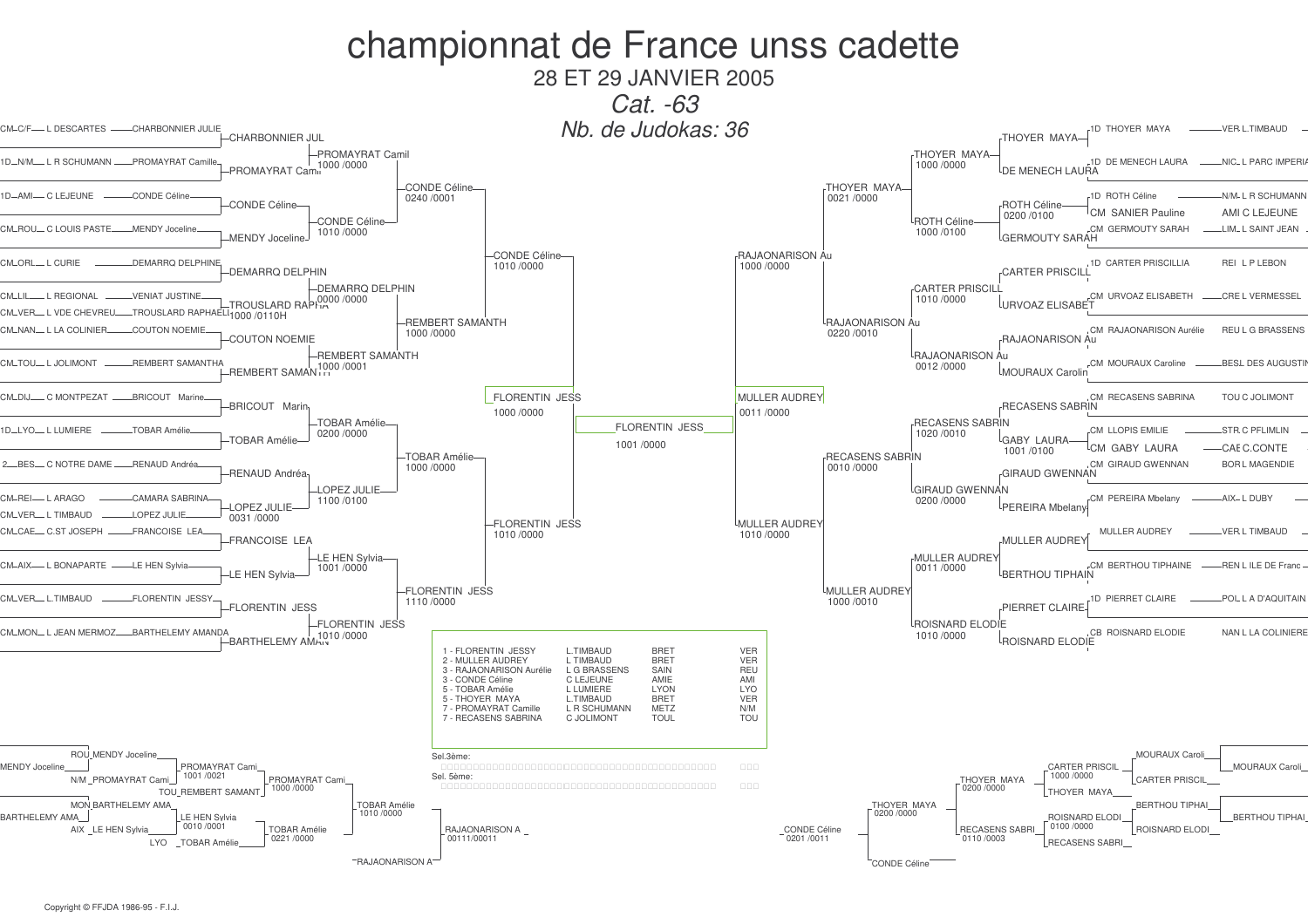# championnat de France unss cadette

28 ET 29 JANVIER 2005

*Cat. -63*

*Nb. de Judokas: 36*

## Tableau principal — partie gauche

| Ligue | Établissement | Judoka | Tour 1 | Tour 2 | Tour 3 | Tour 4 |
|---|---|---|---|---|---|---|
| CM C/F | L DESCARTES | CHARBONNIER JULIE | CHARBONNIER JUL | PROMAYRAT Camil 1000 /0000 | CONDE Céline 0240 /0001 | CONDE Céline 1010 /0000 |
| 1D N/M | L R SCHUMANN | PROMAYRAT Camille | PROMAYRAT Cami | | | |
| 1D AMI | C LEJEUNE | CONDE Céline | CONDE Céline | CONDE Céline 1010 /0000 | | |
| CM ROU | C LOUIS PASTEUR | MENDY Joceline | MENDY Joceline | | | |
| CM ORL | L CURIE | DEMARRQ DELPHINE | DEMARRQ DELPHIN | DEMARRQ DELPHIN 0000 /0000 | REMBERT SAMANTH 1000 /0000 | |
| CM LIL | L REGIONAL | VENIAT JUSTINE | TROUSLARD RAPHA 1000 /0110H | | | |
| CM VER | L VDE CHEVREU | TROUSLARD RAPHAEL | | | | |
| CM NAN | L LA COLINIER | COUTON NOEMIE | COUTON NOEMIE | REMBERT SAMANTH 1000 /0001 | | |
| CM TOU | L JOLIMONT | REMBERT SAMANTHA | REMBERT SAMANTH | | | |
| CM DIJ | C MONTPEZAT | BRICOUT Marine | BRICOUT Marin | TOBAR Amélie 0200 /0000 | TOBAR Amélie 1000 /0000 | FLORENTIN JESS 1010 /0000 |
| 1D LYO | L LUMIERE | TOBAR Amélie | TOBAR Amélie | | | |
| 2 BES | C NOTRE DAME | RENAUD Andréa | RENAUD Andréa | LOPEZ JULIE 1100 /0100 | | |
| CM REI | L ARAGO | CAMARA SABRINA | LOPEZ JULIE 0031 /0000 | | | |
| CM VER | L TIMBAUD | LOPEZ JULIE | | | | |
| CM CAE | C.ST JOSEPH | FRANCOISE LEA | FRANCOISE LEA | LE HEN Sylvia 1001 /0000 | FLORENTIN JESS 1110 /0000 | |
| CM AIX | L BONAPARTE | LE HEN Sylvia | LE HEN Sylvia | | | |
| CM VER | L TIMBAUD | FLORENTIN JESSY | FLORENTIN JESS | FLORENTIN JESS 1010 /0000 | | |
| CM MON | L JEAN MERMOZ | BARTHELEMY AMANDA | BARTHELEMY AMAN | | | |

Demi-finale gauche : FLORENTIN JESS 1000 /0000

## Finale

FLORENTIN JESS 1001 /0000

## Tableau principal — partie droite

| Ligue | Établissement | Judoka | Tour 1 | Tour 2 | Tour 3 | Tour 4 |
|---|---|---|---|---|---|---|
| VER | L TIMBAUD | 1D THOYER MAYA | THOYER MAYA | THOYER MAYA 1000 /0000 | THOYER MAYA 0021 /0000 | RAJAONARISON Au 1000 /0000 |
| NIC | L PARC IMPERIA | 1D DE MENECH LAURA | DE MENECH LAURA | | | |
| N/M | L R SCHUMANN | 1D ROTH Céline | ROTH Céline 0200 /0100 | ROTH Céline 1000 /0100 | | |
| AMI | C LEJEUNE | CM SANIER Pauline | | | | |
| LIM | L SAINT JEAN | CM GERMOUTY SARAH | GERMOUTY SARAH | | | |
| REI | L P LEBON | 1D CARTER PRISCILLIA | CARTER PRISCILL | CARTER PRISCILL 1010 /0000 | RAJAONARISON Au 0220 /0010 | |
| CRE | L VERMESSEL | CM URVOAZ ELISABETH | URVOAZ ELISABET | | | |
| REU | L G BRASSENS | CM RAJAONARISON Aurélie | RAJAONARISON Au | RAJAONARISON Au 0012 /0000 | | |
| BESL | DES AUGUSTIN | CM MOURAUX Caroline | MOURAUX Carolin | | | |
| TOU | C JOLIMONT | CM RECASENS SABRINA | RECASENS SABRIN | RECASENS SABRIN 1020 /0010 | RECASENS SABRIN 0010 /0000 | MULLER AUDREY 1010 /0000 |
| STR | C PFLIMLIN | CM LLOPIS EMILIE | GABY LAURA 1001 /0100 | | | |
| CAE | C.CONTE | CM GABY LAURA | | | | |
| BOR | L MAGENDIE | CM GIRAUD GWENNAN | GIRAUD GWENNAN | GIRAUD GWENNAN 0200 /0000 | | |
| AIX | L DUBY | CM PEREIRA Mbelany | PEREIRA Mbelany | | | |
| VER | L TIMBAUD | MULLER AUDREY | MULLER AUDREY | MULLER AUDREY 0011 /0000 | MULLER AUDREY 1000 /0010 | |
| REN | L ILE DE France | CM BERTHOU TIPHAINE | BERTHOU TIPHAIN | | | |
| POL | L A D'AQUITAIN | 1D PIERRET CLAIRE | PIERRET CLAIRE | ROISNARD ELODIE 1010 /0000 | | |
| NAN | L LA COLINIERE | CB ROISNARD ELODIE | ROISNARD ELODIE | | | |

Demi-finale droite : MULLER AUDREY 0011 /0000

## Classement

| Place | Judoka | Établissement | Comité | Ligue |
|---|---|---|---|---|
| 1 | FLORENTIN JESSY | L.TIMBAUD | BRET | VER |
| 2 | MULLER AUDREY | L TIMBAUD | BRET | VER |
| 3 | RAJAONARISON Aurélie | L G BRASSENS | SAIN | REU |
| 3 | CONDE Céline | C LEJEUNE | AMIE | AMI |
| 5 | TOBAR Amélie | L LUMIERE | LYON | LYO |
| 5 | THOYER MAYA | L.TIMBAUD | BRET | VER |
| 7 | PROMAYRAT Camille | L R SCHUMANN | METZ | N/M |
| 7 | RECASENS SABRINA | C JOLIMONT | TOUL | TOU |

Sel.3ème:

Sel. 5ème:

## Repêchages — gauche

- ROU MENDY Joceline / N/M PROMAYRAT Cami → PROMAYRAT Cami 1001 /0021
- MENDY Joceline
- TOU REMBERT SAMANT
- PROMAYRAT Cami 1000 /0000
- MON BARTHELEMY AMA / AIX LE HEN Sylvia → LE HEN Sylvia 0010 /0001
- BARTHELEMY AMA
- LYO TOBAR Amélie → TOBAR Amélie 0221 /0000
- TOBAR Amélie 1010 /0000
- RAJAONARISON A 00111/00011
- RAJAONARISON A

## Repêchages — droite

- MOURAUX Caroli / CARTER PRISCIL → MOURAUX Caroli
- CARTER PRISCIL 1000 /0000
- THOYER MAYA
- THOYER MAYA 0200 /0000
- BERTHOU TIPHAI / ROISNARD ELODI → BERTHOU TIPHAI
- ROISNARD ELODI 0100 /0000
- RECASENS SABRI
- RECASENS SABRI 0110 /0003
- THOYER MAYA 0200 /0000
- CONDE Céline 0201 /0011
- CONDE Céline

Copyright © FFJDA 1986-95 - F.I.J.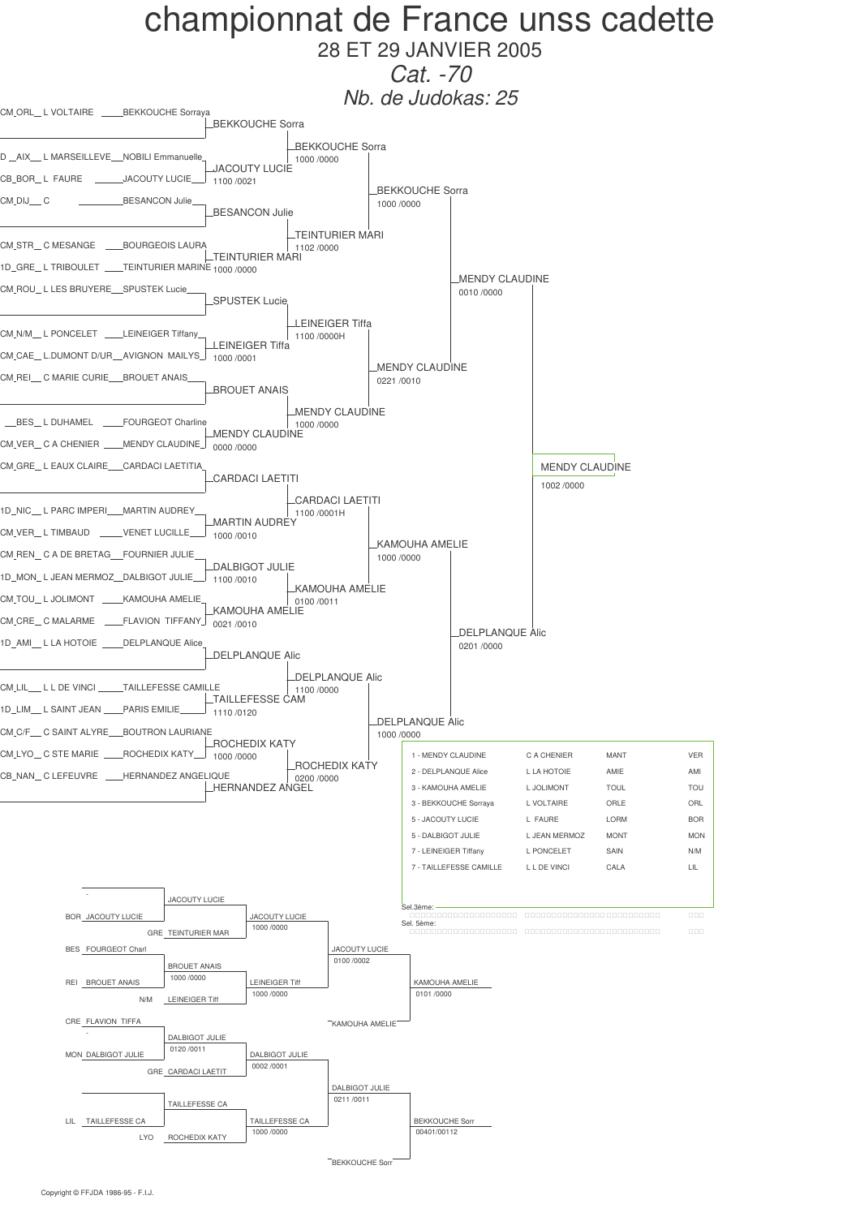# championnat de France unss cadette

28 ET 29 JANVIER 2005

*Cat. -70*

*Nb. de Judokas: 25*

## Tableau principal

### Premier tour

| Club | Judoka | Vainqueur | Score |
|---|---|---|---|
| CM_ORL_ L VOLTAIRE | BEKKOUCHE Sorraya | BEKKOUCHE Sorra | |
| D _AIX_ L MARSEILLEVE | NOBILI Emmanuelle | | |
| CB_BOR_ L FAURE | JACOUTY LUCIE | JACOUTY LUCIE | 1100 /0021 |
| CM_DIJ_ C | BESANCON Julie | BESANCON Julie | |
| CM_STR_ C MESANGE | BOURGEOIS LAURA | | |
| 1D_GRE_ L TRIBOULET | TEINTURIER MARINE | TEINTURIER MARI | 1000 /0000 |
| CM_ROU_ L LES BRUYERE | SPUSTEK Lucie | SPUSTEK Lucie | |
| CM_N/M_ L PONCELET | LEINEIGER Tiffany | | |
| CM_CAE_ L.DUMONT D/UR | AVIGNON MAILYS | LEINEIGER Tiffa | 1000 /0001 |
| CM_REI_ C MARIE CURIE | BROUET ANAIS | BROUET ANAIS | |
| _BES_ L DUHAMEL | FOURGEOT Charline | | |
| CM_VER_ C A CHENIER | MENDY CLAUDINE | MENDY CLAUDINE | 0000 /0000 |
| CM_GRE_ L EAUX CLAIRE | CARDACI LAETITIA | CARDACI LAETITI | |
| 1D_NIC_ L PARC IMPERI | MARTIN AUDREY | | |
| CM_VER_ L TIMBAUD | VENET LUCILLE | MARTIN AUDREY | 1000 /0010 |
| CM_REN_ C A DE BRETAG | FOURNIER JULIE | | |
| 1D_MON_ L JEAN MERMOZ | DALBIGOT JULIE | DALBIGOT JULIE | 1100 /0010 |
| CM_TOU_ L JOLIMONT | KAMOUHA AMELIE | | |
| CM_CRE_ C MALARME | FLAVION TIFFANY | KAMOUHA AMELIE | 0021 /0010 |
| 1D_AMI_ L LA HOTOIE | DELPLANQUE Alice | DELPLANQUE Alic | |
| CM_LIL_ L L DE VINCI | TAILLEFESSE CAMILLE | | |
| 1D_LIM_ L SAINT JEAN | PARIS EMILIE | TAILLEFESSE CAM | 1110 /0120 |
| CM_C/F_ C SAINT ALYRE | BOUTRON LAURIANE | | |
| CM_LYO_ C STE MARIE | ROCHEDIX KATY | ROCHEDIX KATY | 1000 /0000 |
| CB_NAN_ C LEFEUVRE | HERNANDEZ ANGELIQUE | HERNANDEZ ANGEL | |

### Tours suivants

| Vainqueur | Score |
|---|---|
| BEKKOUCHE Sorra | 1000 /0000 |
| TEINTURIER MARI | 1102 /0000 |
| LEINEIGER Tiffa | 1100 /0000H |
| MENDY CLAUDINE | 1000 /0000 |
| CARDACI LAETITI | 1100 /0001H |
| KAMOUHA AMELIE | 0100 /0011 |
| DELPLANQUE Alic | 1100 /0000 |
| ROCHEDIX KATY | 0200 /0000 |
| BEKKOUCHE Sorra | 1000 /0000 |
| MENDY CLAUDINE | 0221 /0010 |
| KAMOUHA AMELIE | 1000 /0000 |
| DELPLANQUE Alic | 1000 /0000 |
| MENDY CLAUDINE | 0010 /0000 |
| DELPLANQUE Alic | 0201 /0000 |
| **Finale : MENDY CLAUDINE** | 1002 /0000 |

## Classement

| Place | Judoka | Établissement | Ville | Code |
|---|---|---|---|---|
| 1 | MENDY CLAUDINE | C A CHENIER | MANT | VER |
| 2 | DELPLANQUE Alice | L LA HOTOIE | AMIE | AMI |
| 3 | KAMOUHA AMELIE | L JOLIMONT | TOUL | TOU |
| 3 | BEKKOUCHE Sorraya | L VOLTAIRE | ORLE | ORL |
| 5 | JACOUTY LUCIE | L FAURE | LORM | BOR |
| 5 | DALBIGOT JULIE | L JEAN MERMOZ | MONT | MON |
| 7 | LEINEIGER Tiffany | L PONCELET | SAIN | N/M |
| 7 | TAILLEFESSE CAMILLE | L L DE VINCI | CALA | LIL |

Sel.3ème:

Sel. 5ème:

## Repêchages

| Combat | Vainqueur | Score |
|---|---|---|
| - / BOR JACOUTY LUCIE | JACOUTY LUCIE | |
| JACOUTY LUCIE / GRE TEINTURIER MAR | JACOUTY LUCIE | 1000 /0000 |
| BES FOURGEOT Charl / REI BROUET ANAIS | BROUET ANAIS | 1000 /0000 |
| BROUET ANAIS / N/M LEINEIGER Tiff | LEINEIGER Tiff | 1000 /0000 |
| JACOUTY LUCIE / LEINEIGER Tiff | JACOUTY LUCIE | 0100 /0002 |
| JACOUTY LUCIE / KAMOUHA AMELIE | KAMOUHA AMELIE | 0101 /0000 |
| CRE FLAVION TIFFA / - / MON DALBIGOT JULIE | DALBIGOT JULIE | 0120 /0011 |
| DALBIGOT JULIE / GRE CARDACI LAETIT | DALBIGOT JULIE | 0002 /0001 |
| - / LIL TAILLEFESSE CA | TAILLEFESSE CA | |
| TAILLEFESSE CA / LYO ROCHEDIX KATY | TAILLEFESSE CA | 1000 /0000 |
| DALBIGOT JULIE / TAILLEFESSE CA | DALBIGOT JULIE | 0211 /0011 |
| DALBIGOT JULIE / BEKKOUCHE Sorr | BEKKOUCHE Sorr | 00401/00112 |

Copyright © FFJDA 1986-95 - F.I.J.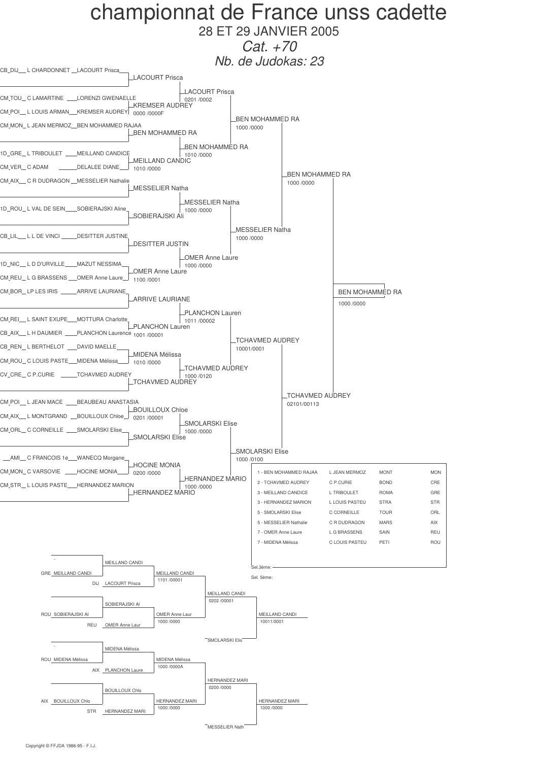# championnat de France unss cadette

28 ET 29 JANVIER 2005

*Cat. +70*

*Nb. de Judokas: 23*

## Tableau principal

CB_DIJ__ L CHARDONNET __LACOURT Prisca
LACOURT Prisca

CM_TOU__ C LAMARTINE ___LORENZI GWENAELLE
CM_POI__ L LOUIS ARMAN___KREMSER AUDREY
KREMSER AUDREY 0000 /0000F

LACOURT Prisca 0201 /0002

CM_MON_ L JEAN MERMOZ__BEN MOHAMMED RAJAA
BEN MOHAMMED RA

1D_GRE_ L TRIBOULET ___MEILLAND CANDICE
CM_VER_ C ADAM ______DELALEE DIANE
MEILLAND CANDIC 1010 /0000

BEN MOHAMMED RA 1010 /0000

BEN MOHAMMED RA 1000 /0000

CM_AIX__ C R DUDRAGON __MESSELIER Nathalie
MESSELIER Natha

1D_ROU_ L VAL DE SEIN___SOBIERAJSKI Aline
SOBIERAJSKI Ali

MESSELIER Natha 1000 /0000

CB_LIL__ L L DE VINCI _____DESITTER JUSTINE
DESITTER JUSTIN

1D_NIC__ L D D'URVILLE___MAZUT NESSIMA
CM_REU_ L G BRASSENS ___OMER Anne Laure
OMER Anne Laure 1100 /0001

OMER Anne Laure 1000 /0000

MESSELIER Natha 1000 /0000

BEN MOHAMMED RA 1000 /0000

CM_BOR_ LP LES IRIS _____ARRIVE LAURIANE
ARRIVE LAURIANE

CM_REI__ L SAINT EXUPE___MOTTURA Charlotte
CB_AIX__ L H DAUMIER ____PLANCHON Laurence
PLANCHON Lauren 1001 /00001

PLANCHON Lauren 1011 /00002

CB_REN_ L BERTHELOT ___DAVID MAELLE
CM_ROU_ C LOUIS PASTE__MIDENA Mélissa
MIDENA Mélissa 1010 /0000

CV_CRE_ C P.CURIE _____TCHAVMED AUDREY
TCHAVMED AUDREY

TCHAVMED AUDREY 1000 /0120

TCHAVMED AUDREY 10001/0001

CM_POI__ L JEAN MACE ___BEAUBEAU ANASTASIA
CM_AIX__ L MONTGRAND __BOUILLOUX Chloe
BOUILLOUX Chloe 0201 /00001

CM_ORL__ C CORNEILLE ___SMOLARSKI Elise
SMOLARSKI Elise

SMOLARSKI Elise 1000 /0000

__AMI__ C FRANCOIS 1e___WANECQ Morgane
CM_MON_ C VARSOVIE ___HOCINE MONIA
HOCINE MONIA 0200 /0000

CM_STR_ L LOUIS PASTE___HERNANDEZ MARION
HERNANDEZ MARIO

HERNANDEZ MARIO 1000 /0000

SMOLARSKI Elise 1000 /0100

TCHAVMED AUDREY 02101/00113

BEN MOHAMMED RA 1000 /0000

## Classement

| | | | |
|---|---|---|---|
| 1 - BEN MOHAMMED RAJAA | L JEAN MERMOZ | MONT | MON |
| 2 - TCHAVMED AUDREY | C P.CURIE | BOND | CRE |
| 3 - MEILLAND CANDICE | L TRIBOULET | ROMA | GRE |
| 3 - HERNANDEZ MARION | L LOUIS PASTEU | STRA | STR |
| 5 - SMOLARSKI Elise | C CORNEILLE | TOUR | ORL |
| 5 - MESSELIER Nathalie | C R DUDRAGON | MARS | AIX |
| 7 - OMER Anne Laure | L G BRASSENS | SAIN | REU |
| 7 - MIDENA Mélissa | C LOUIS PASTEU | PETI | ROU |

Sel.3ème:

Sel. 5ème:

## Repêchages

-
GRE MEILLAND CANDI — MEILLAND CANDI
DIJ LACOURT Prisca
MEILLAND CANDI 1101 /00001

ROU SOBIERAJSKI Al — SOBIERAJSKI Al
REU OMER Anne Laur
OMER Anne Laur 1000 /0000

MEILLAND CANDI 0202 /00001

SMOLARSKI Elis

MEILLAND CANDI 10011/0001

-
ROU MIDENA Mélissa — MIDENA Mélissa
AIX PLANCHON Laure
MIDENA Mélissa 1000 /0000A

AIX BOUILLOUX Chlo — BOUILLOUX Chlo
STR HERNANDEZ MARI
HERNANDEZ MARI 1000 /0000

HERNANDEZ MARI 0200 /0000

MESSELIER Nath

HERNANDEZ MARI 1000 /0000

Copyright © FFJDA 1986-95 - F.I.J.